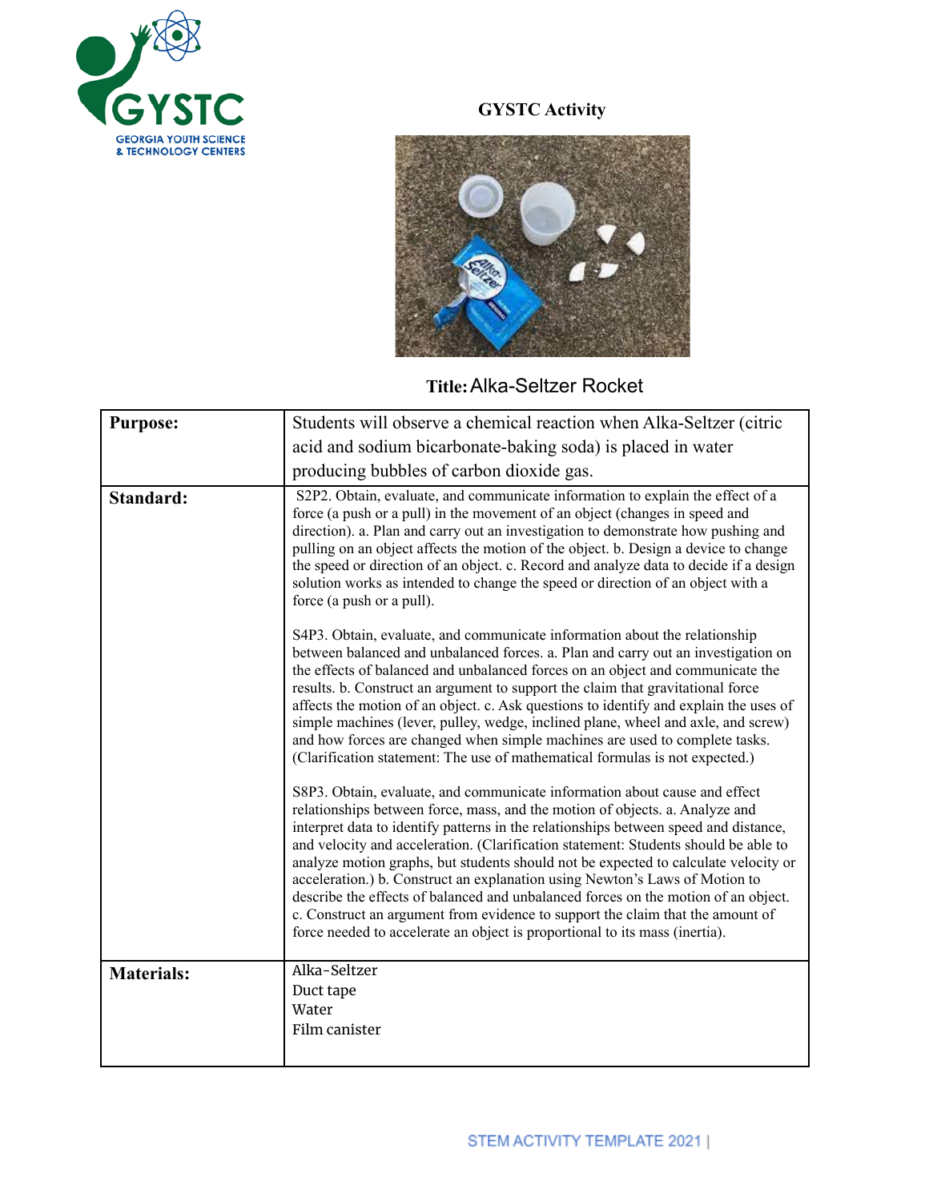GEORGIA YOUTH SCIENCE & TECHNOLOGY CENTERS

**GYSTC Activity**

**Title:** Alka-Seltzer Rocket

| | |
|---|---|
| **Purpose:** | Students will observe a chemical reaction when Alka-Seltzer (citric acid and sodium bicarbonate-baking soda) is placed in water producing bubbles of carbon dioxide gas. |
| **Standard:** | S2P2. Obtain, evaluate, and communicate information to explain the effect of a force (a push or a pull) in the movement of an object (changes in speed and direction). a. Plan and carry out an investigation to demonstrate how pushing and pulling on an object affects the motion of the object. b. Design a device to change the speed or direction of an object. c. Record and analyze data to decide if a design solution works as intended to change the speed or direction of an object with a force (a push or a pull).<br><br>S4P3. Obtain, evaluate, and communicate information about the relationship between balanced and unbalanced forces. a. Plan and carry out an investigation on the effects of balanced and unbalanced forces on an object and communicate the results. b. Construct an argument to support the claim that gravitational force affects the motion of an object. c. Ask questions to identify and explain the uses of simple machines (lever, pulley, wedge, inclined plane, wheel and axle, and screw) and how forces are changed when simple machines are used to complete tasks. (Clarification statement: The use of mathematical formulas is not expected.)<br><br>S8P3. Obtain, evaluate, and communicate information about cause and effect relationships between force, mass, and the motion of objects. a. Analyze and interpret data to identify patterns in the relationships between speed and distance, and velocity and acceleration. (Clarification statement: Students should be able to analyze motion graphs, but students should not be expected to calculate velocity or acceleration.) b. Construct an explanation using Newton's Laws of Motion to describe the effects of balanced and unbalanced forces on the motion of an object. c. Construct an argument from evidence to support the claim that the amount of force needed to accelerate an object is proportional to its mass (inertia). |
| **Materials:** | Alka-Seltzer<br>Duct tape<br>Water<br>Film canister |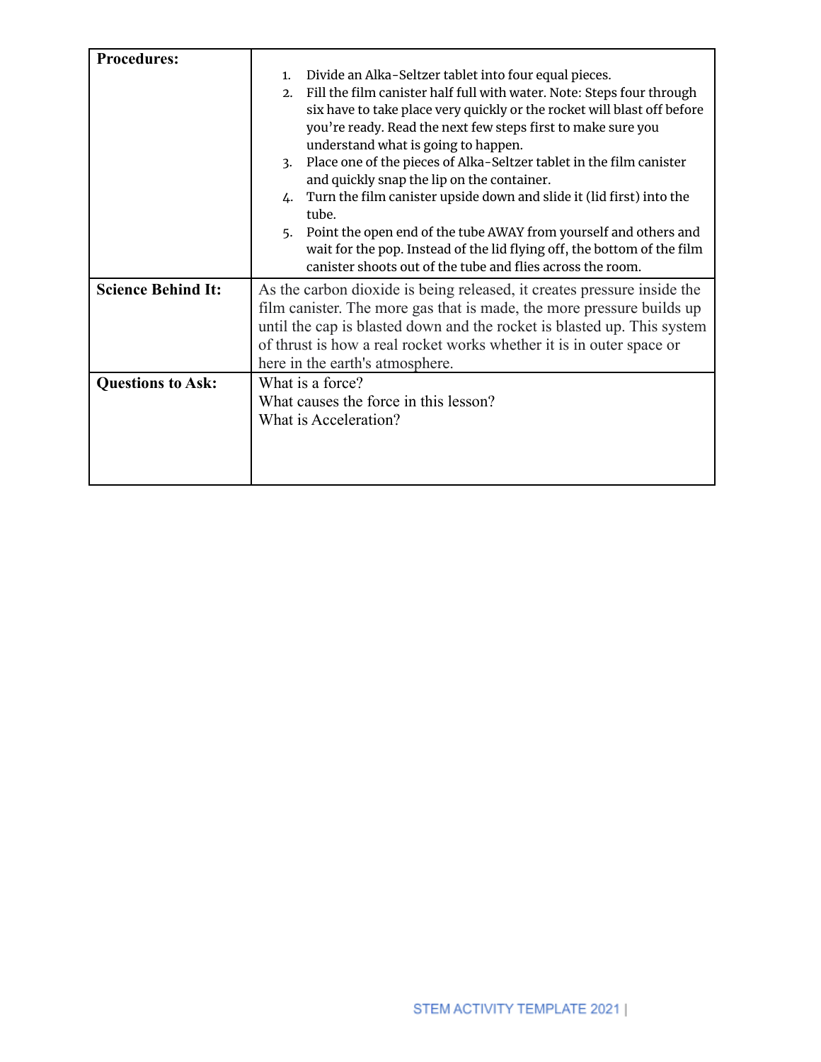| | |
|---|---|
| **Procedures:** | 1. Divide an Alka-Seltzer tablet into four equal pieces.<br>2. Fill the film canister half full with water. Note: Steps four through six have to take place very quickly or the rocket will blast off before you're ready. Read the next few steps first to make sure you understand what is going to happen.<br>3. Place one of the pieces of Alka-Seltzer tablet in the film canister and quickly snap the lip on the container.<br>4. Turn the film canister upside down and slide it (lid first) into the tube.<br>5. Point the open end of the tube AWAY from yourself and others and wait for the pop. Instead of the lid flying off, the bottom of the film canister shoots out of the tube and flies across the room. |
| **Science Behind It:** | As the carbon dioxide is being released, it creates pressure inside the film canister. The more gas that is made, the more pressure builds up until the cap is blasted down and the rocket is blasted up. This system of thrust is how a real rocket works whether it is in outer space or here in the earth's atmosphere. |
| **Questions to Ask:** | What is a force?<br>What causes the force in this lesson?<br>What is Acceleration? |